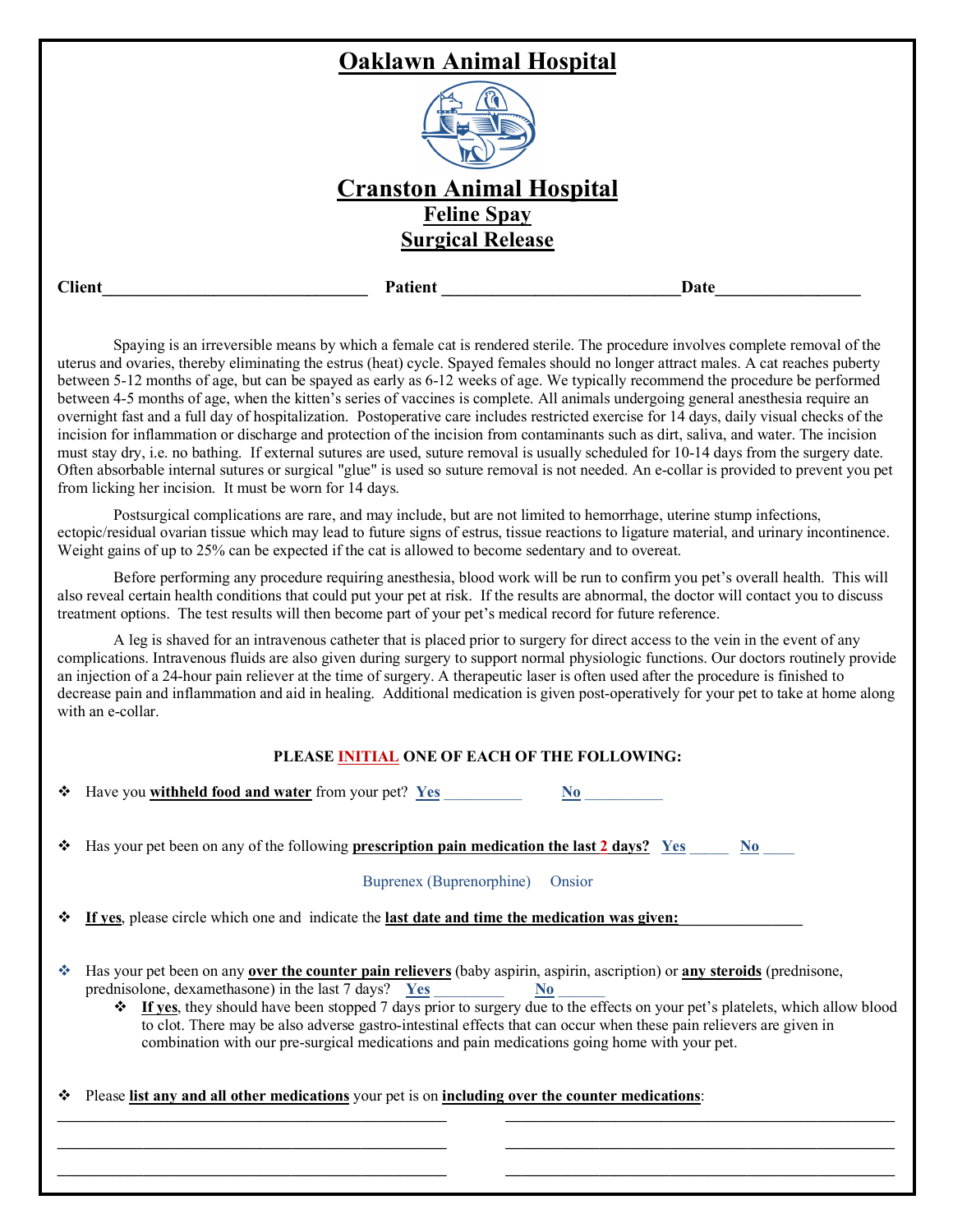# Oaklawn Animal Hospital

# Cranston Animal Hospital

## Feline Spay
## Surgical Release

**Client**_______________________________ **Patient** ___________________________**Date**_________________

Spaying is an irreversible means by which a female cat is rendered sterile. The procedure involves complete removal of the uterus and ovaries, thereby eliminating the estrus (heat) cycle. Spayed females should no longer attract males. A cat reaches puberty between 5-12 months of age, but can be spayed as early as 6-12 weeks of age. We typically recommend the procedure be performed between 4-5 months of age, when the kitten's series of vaccines is complete. All animals undergoing general anesthesia require an overnight fast and a full day of hospitalization. Postoperative care includes restricted exercise for 14 days, daily visual checks of the incision for inflammation or discharge and protection of the incision from contaminants such as dirt, saliva, and water. The incision must stay dry, i.e. no bathing. If external sutures are used, suture removal is usually scheduled for 10-14 days from the surgery date. Often absorbable internal sutures or surgical "glue" is used so suture removal is not needed. An e-collar is provided to prevent you pet from licking her incision. It must be worn for 14 days.

Postsurgical complications are rare, and may include, but are not limited to hemorrhage, uterine stump infections, ectopic/residual ovarian tissue which may lead to future signs of estrus, tissue reactions to ligature material, and urinary incontinence. Weight gains of up to 25% can be expected if the cat is allowed to become sedentary and to overeat.

Before performing any procedure requiring anesthesia, blood work will be run to confirm you pet's overall health. This will also reveal certain health conditions that could put your pet at risk. If the results are abnormal, the doctor will contact you to discuss treatment options. The test results will then become part of your pet's medical record for future reference.

A leg is shaved for an intravenous catheter that is placed prior to surgery for direct access to the vein in the event of any complications. Intravenous fluids are also given during surgery to support normal physiologic functions. Our doctors routinely provide an injection of a 24-hour pain reliever at the time of surgery. A therapeutic laser is often used after the procedure is finished to decrease pain and inflammation and aid in healing. Additional medication is given post-operatively for your pet to take at home along with an e-collar.

**PLEASE INITIAL ONE OF EACH OF THE FOLLOWING:**

- Have you **withheld food and water** from your pet? **Yes** __________ **No** __________

- Has your pet been on any of the following **prescription pain medication the last 2 days?** **Yes** _____ **No** ____

  Buprenex (Buprenorphine) Onsior

- **If yes**, please circle which one and indicate the **last date and time the medication was given:**________________

- Has your pet been on any **over the counter pain relievers** (baby aspirin, aspirin, ascription) or **any steroids** (prednisone, prednisolone, dexamethasone) in the last 7 days? **Yes** _________ **No** ______
  - **If yes**, they should have been stopped 7 days prior to surgery due to the effects on your pet's platelets, which allow blood to clot. There may be also adverse gastro-intestinal effects that can occur when these pain relievers are given in combination with our pre-surgical medications and pain medications going home with your pet.

- Please **list any and all other medications** your pet is on **including over the counter medications**:

_______________________________________________ _______________________________________________

_______________________________________________ _______________________________________________

_______________________________________________ _______________________________________________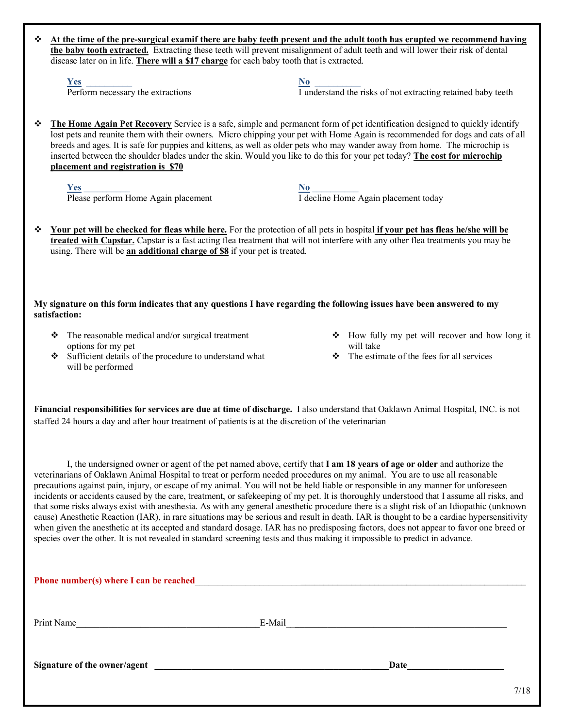- **At the time of the pre-surgical examif there are baby teeth present and the adult tooth has erupted we recommend having the baby tooth extracted.** Extracting these teeth will prevent misalignment of adult teeth and will lower their risk of dental disease later on in life. **There will a $17 charge** for each baby tooth that is extracted.

  **Yes** __________
  Perform necessary the extractions

  **No** __________
  I understand the risks of not extracting retained baby teeth

- **The Home Again Pet Recovery** Service is a safe, simple and permanent form of pet identification designed to quickly identify lost pets and reunite them with their owners. Micro chipping your pet with Home Again is recommended for dogs and cats of all breeds and ages. It is safe for puppies and kittens, as well as older pets who may wander away from home. The microchip is inserted between the shoulder blades under the skin. Would you like to do this for your pet today? **The cost for microchip placement and registration is $70**

  **Yes** __________
  Please perform Home Again placement

  **No** __________
  I decline Home Again placement today

- **Your pet will be checked for fleas while here.** For the protection of all pets in hospital **if your pet has fleas he/she will be treated with Capstar.** Capstar is a fast acting flea treatment that will not interfere with any other flea treatments you may be using. There will be **an additional charge of $8** if your pet is treated.

**My signature on this form indicates that any questions I have regarding the following issues have been answered to my satisfaction:**

- The reasonable medical and/or surgical treatment options for my pet
- Sufficient details of the procedure to understand what will be performed
- How fully my pet will recover and how long it will take
- The estimate of the fees for all services

**Financial responsibilities for services are due at time of discharge.** I also understand that Oaklawn Animal Hospital, INC. is not staffed 24 hours a day and after hour treatment of patients is at the discretion of the veterinarian

I, the undersigned owner or agent of the pet named above, certify that **I am 18 years of age or older** and authorize the veterinarians of Oaklawn Animal Hospital to treat or perform needed procedures on my animal. You are to use all reasonable precautions against pain, injury, or escape of my animal. You will not be held liable or responsible in any manner for unforeseen incidents or accidents caused by the care, treatment, or safekeeping of my pet. It is thoroughly understood that I assume all risks, and that some risks always exist with anesthesia. As with any general anesthetic procedure there is a slight risk of an Idiopathic (unknown cause) Anesthetic Reaction (IAR), in rare situations may be serious and result in death. IAR is thought to be a cardiac hypersensitivity when given the anesthetic at its accepted and standard dosage. IAR has no predisposing factors, does not appear to favor one breed or species over the other. It is not revealed in standard screening tests and thus making it impossible to predict in advance.

**Phone number(s) where I can be reached**______________________________________________

Print Name________________________________________ E-Mail__________________________________________

**Signature of the owner/agent** ____________________________________________ **Date**____________________

7/18